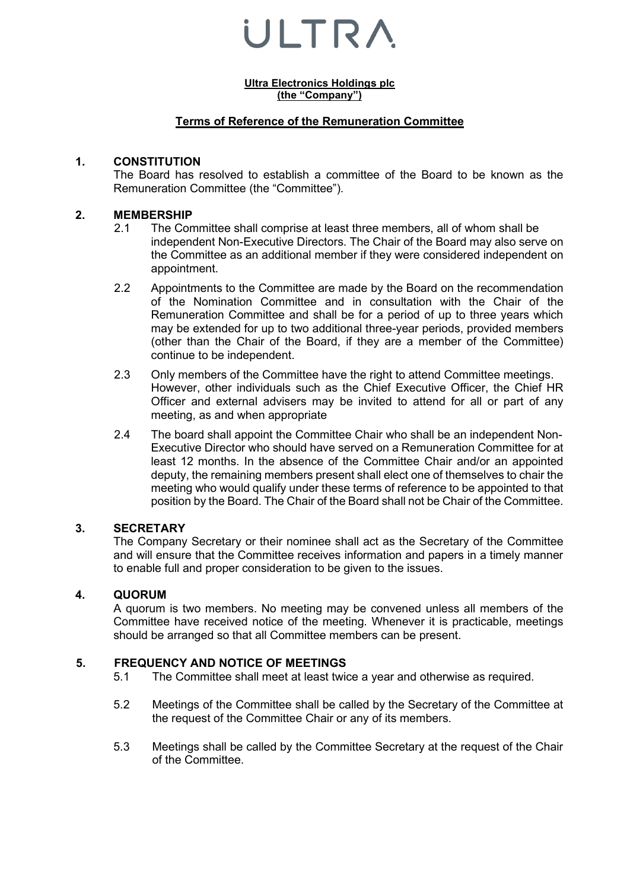# ULTRA

**Ultra Electronics Holdings plc**
**(the "Company")**

## Terms of Reference of the Remuneration Committee

### 1. CONSTITUTION

The Board has resolved to establish a committee of the Board to be known as the Remuneration Committee (the "Committee").

### 2. MEMBERSHIP

2.1 The Committee shall comprise at least three members, all of whom shall be independent Non-Executive Directors. The Chair of the Board may also serve on the Committee as an additional member if they were considered independent on appointment.

2.2 Appointments to the Committee are made by the Board on the recommendation of the Nomination Committee and in consultation with the Chair of the Remuneration Committee and shall be for a period of up to three years which may be extended for up to two additional three-year periods, provided members (other than the Chair of the Board, if they are a member of the Committee) continue to be independent.

2.3 Only members of the Committee have the right to attend Committee meetings. However, other individuals such as the Chief Executive Officer, the Chief HR Officer and external advisers may be invited to attend for all or part of any meeting, as and when appropriate

2.4 The board shall appoint the Committee Chair who shall be an independent Non-Executive Director who should have served on a Remuneration Committee for at least 12 months. In the absence of the Committee Chair and/or an appointed deputy, the remaining members present shall elect one of themselves to chair the meeting who would qualify under these terms of reference to be appointed to that position by the Board. The Chair of the Board shall not be Chair of the Committee.

### 3. SECRETARY

The Company Secretary or their nominee shall act as the Secretary of the Committee and will ensure that the Committee receives information and papers in a timely manner to enable full and proper consideration to be given to the issues.

### 4. QUORUM

A quorum is two members. No meeting may be convened unless all members of the Committee have received notice of the meeting. Whenever it is practicable, meetings should be arranged so that all Committee members can be present.

### 5. FREQUENCY AND NOTICE OF MEETINGS

5.1 The Committee shall meet at least twice a year and otherwise as required.

5.2 Meetings of the Committee shall be called by the Secretary of the Committee at the request of the Committee Chair or any of its members.

5.3 Meetings shall be called by the Committee Secretary at the request of the Chair of the Committee.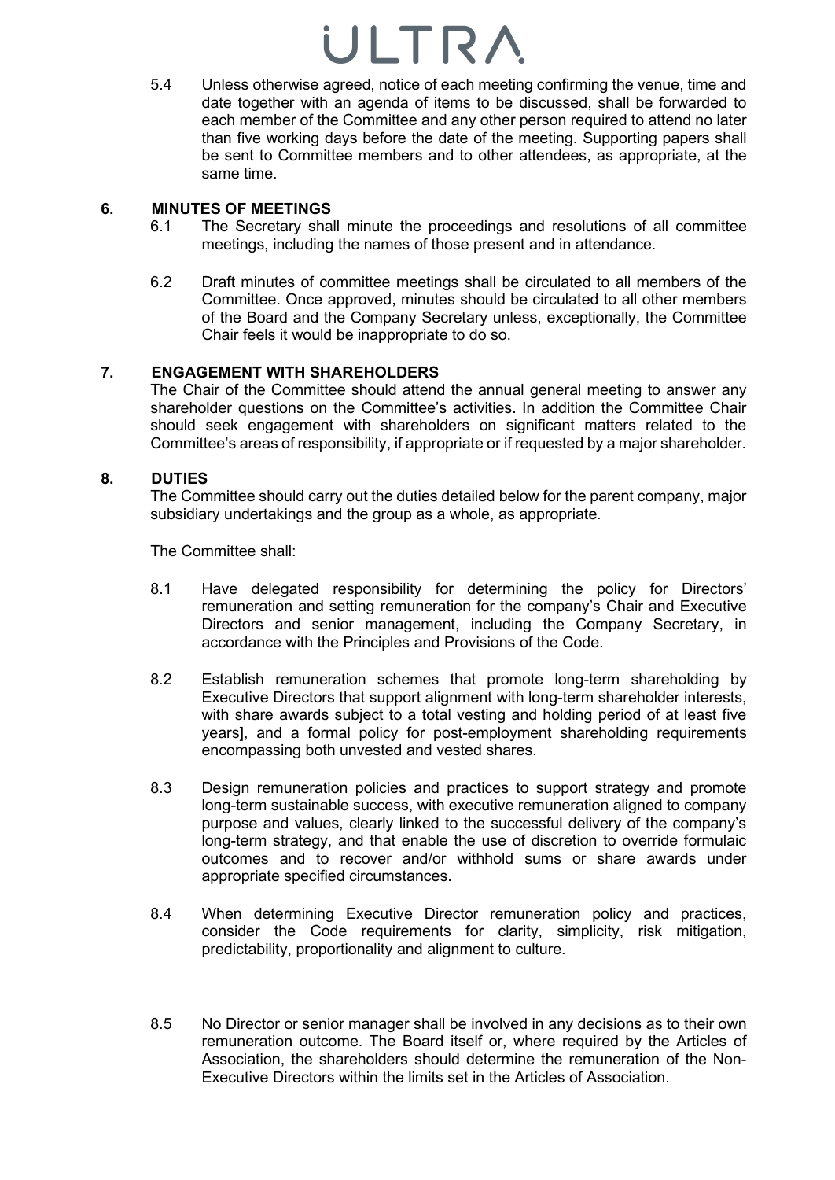5.4 Unless otherwise agreed, notice of each meeting confirming the venue, time and date together with an agenda of items to be discussed, shall be forwarded to each member of the Committee and any other person required to attend no later than five working days before the date of the meeting. Supporting papers shall be sent to Committee members and to other attendees, as appropriate, at the same time.

## 6. MINUTES OF MEETINGS

6.1 The Secretary shall minute the proceedings and resolutions of all committee meetings, including the names of those present and in attendance.

6.2 Draft minutes of committee meetings shall be circulated to all members of the Committee. Once approved, minutes should be circulated to all other members of the Board and the Company Secretary unless, exceptionally, the Committee Chair feels it would be inappropriate to do so.

## 7. ENGAGEMENT WITH SHAREHOLDERS

The Chair of the Committee should attend the annual general meeting to answer any shareholder questions on the Committee's activities. In addition the Committee Chair should seek engagement with shareholders on significant matters related to the Committee's areas of responsibility, if appropriate or if requested by a major shareholder.

## 8. DUTIES

The Committee should carry out the duties detailed below for the parent company, major subsidiary undertakings and the group as a whole, as appropriate.

The Committee shall:

8.1 Have delegated responsibility for determining the policy for Directors' remuneration and setting remuneration for the company's Chair and Executive Directors and senior management, including the Company Secretary, in accordance with the Principles and Provisions of the Code.

8.2 Establish remuneration schemes that promote long-term shareholding by Executive Directors that support alignment with long-term shareholder interests, with share awards subject to a total vesting and holding period of at least five years], and a formal policy for post-employment shareholding requirements encompassing both unvested and vested shares.

8.3 Design remuneration policies and practices to support strategy and promote long-term sustainable success, with executive remuneration aligned to company purpose and values, clearly linked to the successful delivery of the company's long-term strategy, and that enable the use of discretion to override formulaic outcomes and to recover and/or withhold sums or share awards under appropriate specified circumstances.

8.4 When determining Executive Director remuneration policy and practices, consider the Code requirements for clarity, simplicity, risk mitigation, predictability, proportionality and alignment to culture.

8.5 No Director or senior manager shall be involved in any decisions as to their own remuneration outcome. The Board itself or, where required by the Articles of Association, the shareholders should determine the remuneration of the Non-Executive Directors within the limits set in the Articles of Association.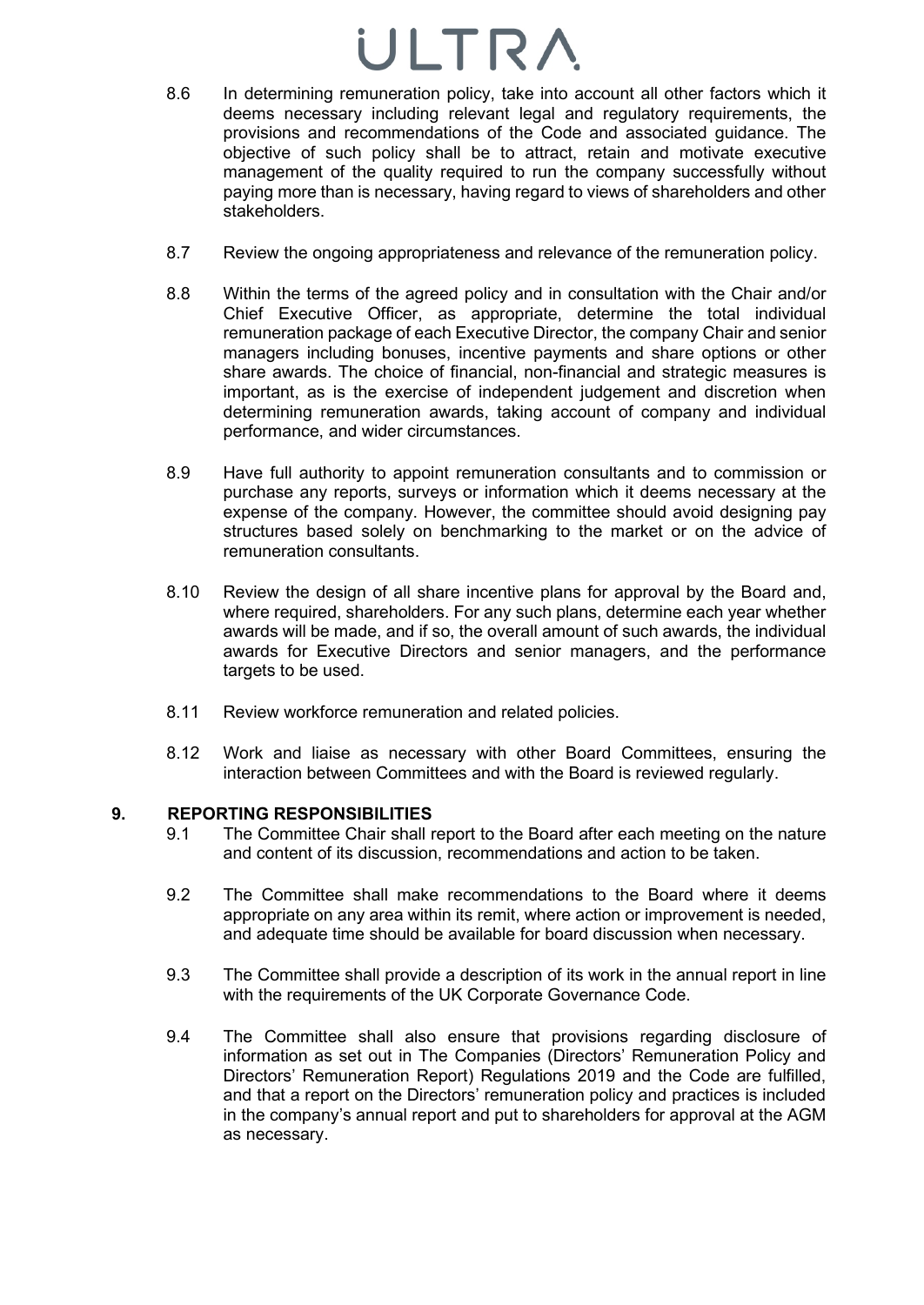8.6 In determining remuneration policy, take into account all other factors which it deems necessary including relevant legal and regulatory requirements, the provisions and recommendations of the Code and associated guidance. The objective of such policy shall be to attract, retain and motivate executive management of the quality required to run the company successfully without paying more than is necessary, having regard to views of shareholders and other stakeholders.

8.7 Review the ongoing appropriateness and relevance of the remuneration policy.

8.8 Within the terms of the agreed policy and in consultation with the Chair and/or Chief Executive Officer, as appropriate, determine the total individual remuneration package of each Executive Director, the company Chair and senior managers including bonuses, incentive payments and share options or other share awards. The choice of financial, non-financial and strategic measures is important, as is the exercise of independent judgement and discretion when determining remuneration awards, taking account of company and individual performance, and wider circumstances.

8.9 Have full authority to appoint remuneration consultants and to commission or purchase any reports, surveys or information which it deems necessary at the expense of the company. However, the committee should avoid designing pay structures based solely on benchmarking to the market or on the advice of remuneration consultants.

8.10 Review the design of all share incentive plans for approval by the Board and, where required, shareholders. For any such plans, determine each year whether awards will be made, and if so, the overall amount of such awards, the individual awards for Executive Directors and senior managers, and the performance targets to be used.

8.11 Review workforce remuneration and related policies.

8.12 Work and liaise as necessary with other Board Committees, ensuring the interaction between Committees and with the Board is reviewed regularly.

## 9. REPORTING RESPONSIBILITIES

9.1 The Committee Chair shall report to the Board after each meeting on the nature and content of its discussion, recommendations and action to be taken.

9.2 The Committee shall make recommendations to the Board where it deems appropriate on any area within its remit, where action or improvement is needed, and adequate time should be available for board discussion when necessary.

9.3 The Committee shall provide a description of its work in the annual report in line with the requirements of the UK Corporate Governance Code.

9.4 The Committee shall also ensure that provisions regarding disclosure of information as set out in The Companies (Directors' Remuneration Policy and Directors' Remuneration Report) Regulations 2019 and the Code are fulfilled, and that a report on the Directors' remuneration policy and practices is included in the company's annual report and put to shareholders for approval at the AGM as necessary.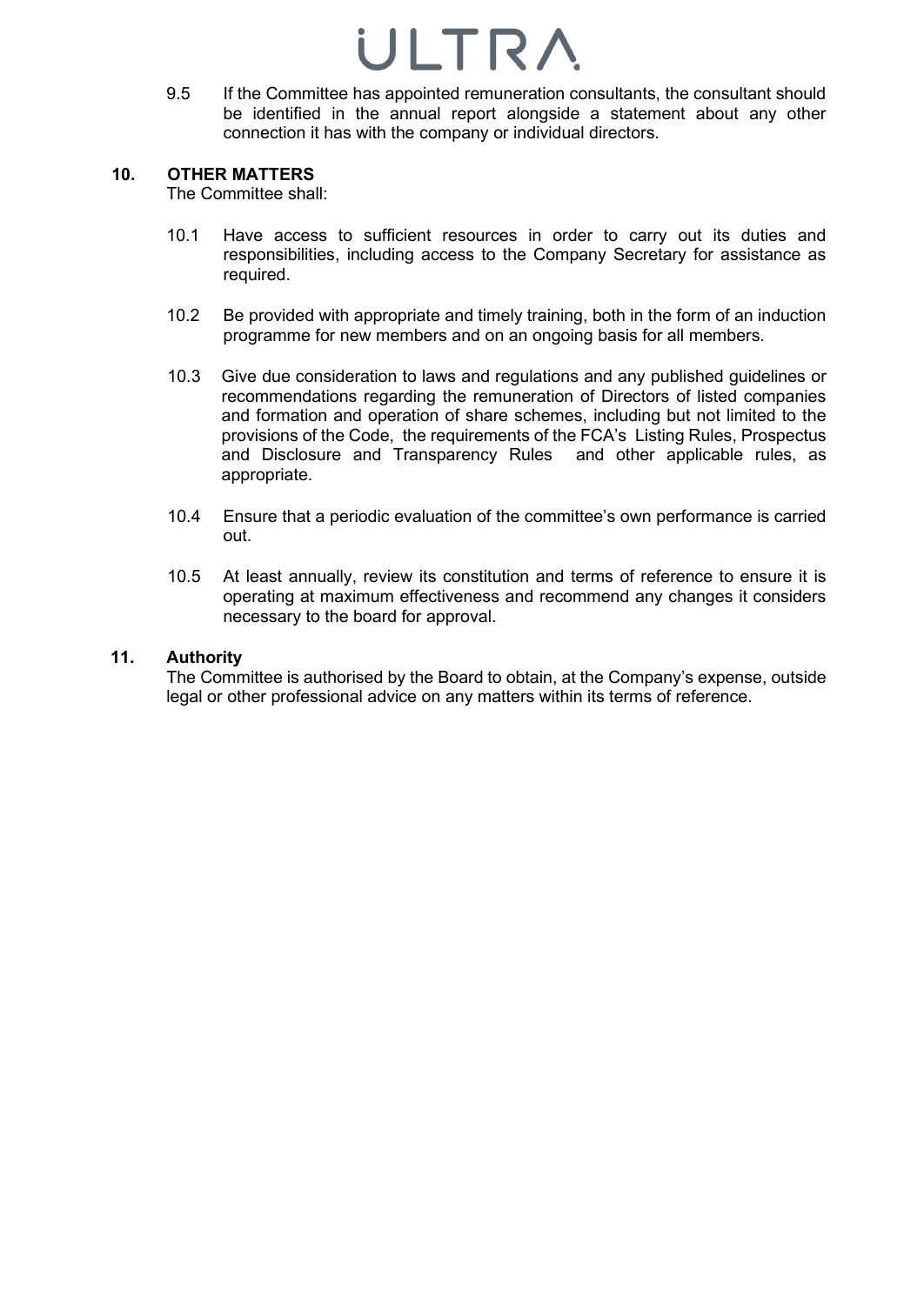9.5 If the Committee has appointed remuneration consultants, the consultant should be identified in the annual report alongside a statement about any other connection it has with the company or individual directors.

## 10. OTHER MATTERS

The Committee shall:

10.1 Have access to sufficient resources in order to carry out its duties and responsibilities, including access to the Company Secretary for assistance as required.

10.2 Be provided with appropriate and timely training, both in the form of an induction programme for new members and on an ongoing basis for all members.

10.3 Give due consideration to laws and regulations and any published guidelines or recommendations regarding the remuneration of Directors of listed companies and formation and operation of share schemes, including but not limited to the provisions of the Code, the requirements of the FCA's Listing Rules, Prospectus and Disclosure and Transparency Rules and other applicable rules, as appropriate.

10.4 Ensure that a periodic evaluation of the committee's own performance is carried out.

10.5 At least annually, review its constitution and terms of reference to ensure it is operating at maximum effectiveness and recommend any changes it considers necessary to the board for approval.

## 11. Authority

The Committee is authorised by the Board to obtain, at the Company's expense, outside legal or other professional advice on any matters within its terms of reference.